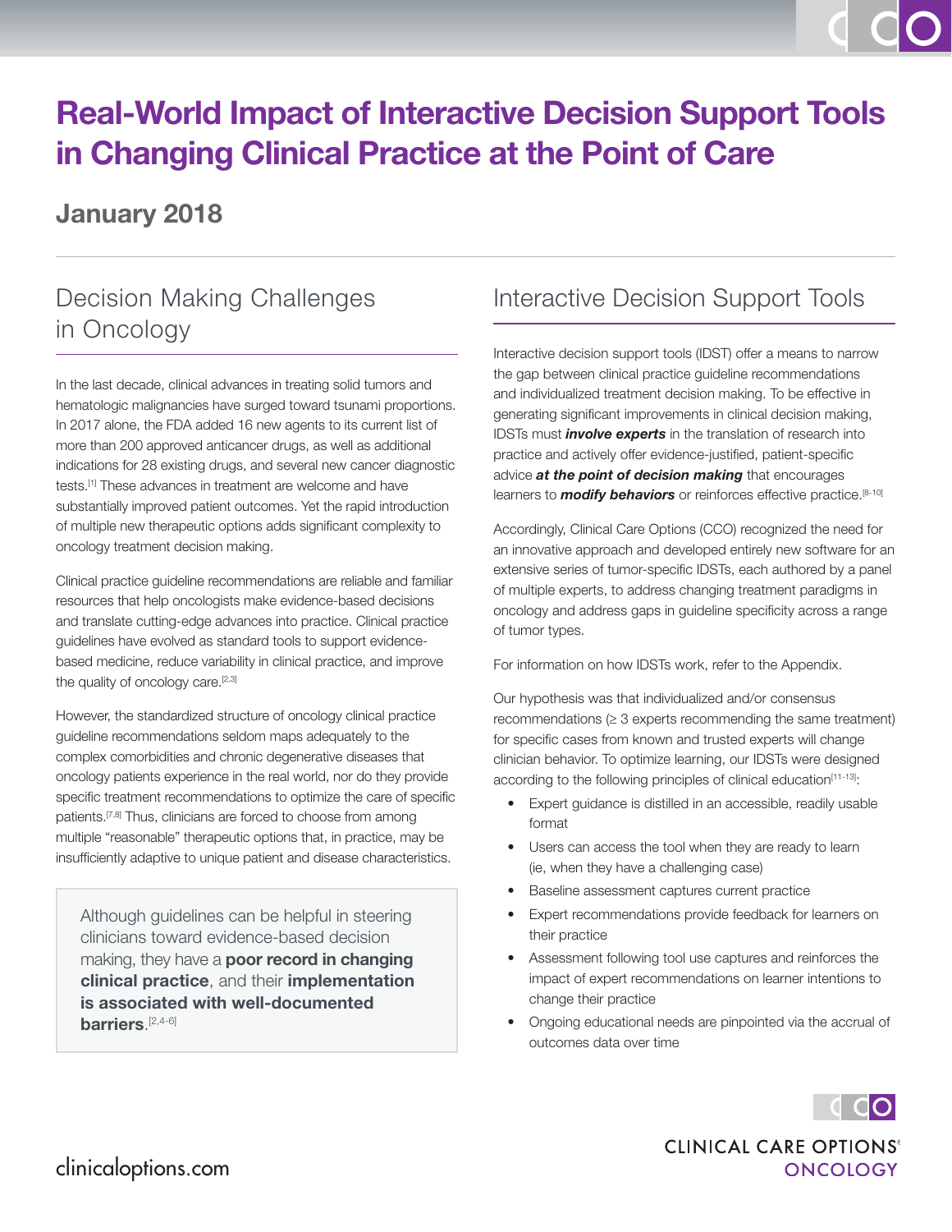# Real-World Impact of Interactive Decision Support Tools in Changing Clinical Practice at the Point of Care

## January 2018

## Decision Making Challenges in Oncology

In the last decade, clinical advances in treating solid tumors and hematologic malignancies have surged toward tsunami proportions. In 2017 alone, the FDA added 16 new agents to its current list of more than 200 approved anticancer drugs, as well as additional indications for 28 existing drugs, and several new cancer diagnostic tests.[1] These advances in treatment are welcome and have substantially improved patient outcomes. Yet the rapid introduction of multiple new therapeutic options adds significant complexity to oncology treatment decision making.

Clinical practice guideline recommendations are reliable and familiar resources that help oncologists make evidence-based decisions and translate cutting-edge advances into practice. Clinical practice guidelines have evolved as standard tools to support evidence-based medicine, reduce variability in clinical practice, and improve the quality of oncology care.[2,3]

However, the standardized structure of oncology clinical practice guideline recommendations seldom maps adequately to the complex comorbidities and chronic degenerative diseases that oncology patients experience in the real world, nor do they provide specific treatment recommendations to optimize the care of specific patients.[7,8] Thus, clinicians are forced to choose from among multiple "reasonable" therapeutic options that, in practice, may be insufficiently adaptive to unique patient and disease characteristics.

> Although guidelines can be helpful in steering clinicians toward evidence-based decision making, they have a **poor record in changing clinical practice**, and their **implementation is associated with well-documented barriers**.[2,4-6]

## Interactive Decision Support Tools

Interactive decision support tools (IDST) offer a means to narrow the gap between clinical practice guideline recommendations and individualized treatment decision making. To be effective in generating significant improvements in clinical decision making, IDSTs must ***involve experts*** in the translation of research into practice and actively offer evidence-justified, patient-specific advice ***at the point of decision making*** that encourages learners to ***modify behaviors*** or reinforces effective practice.[8-10]

Accordingly, Clinical Care Options (CCO) recognized the need for an innovative approach and developed entirely new software for an extensive series of tumor-specific IDSTs, each authored by a panel of multiple experts, to address changing treatment paradigms in oncology and address gaps in guideline specificity across a range of tumor types.

For information on how IDSTs work, refer to the Appendix.

Our hypothesis was that individualized and/or consensus recommendations (≥ 3 experts recommending the same treatment) for specific cases from known and trusted experts will change clinician behavior. To optimize learning, our IDSTs were designed according to the following principles of clinical education[11-13]:

- Expert guidance is distilled in an accessible, readily usable format
- Users can access the tool when they are ready to learn (ie, when they have a challenging case)
- Baseline assessment captures current practice
- Expert recommendations provide feedback for learners on their practice
- Assessment following tool use captures and reinforces the impact of expert recommendations on learner intentions to change their practice
- Ongoing educational needs are pinpointed via the accrual of outcomes data over time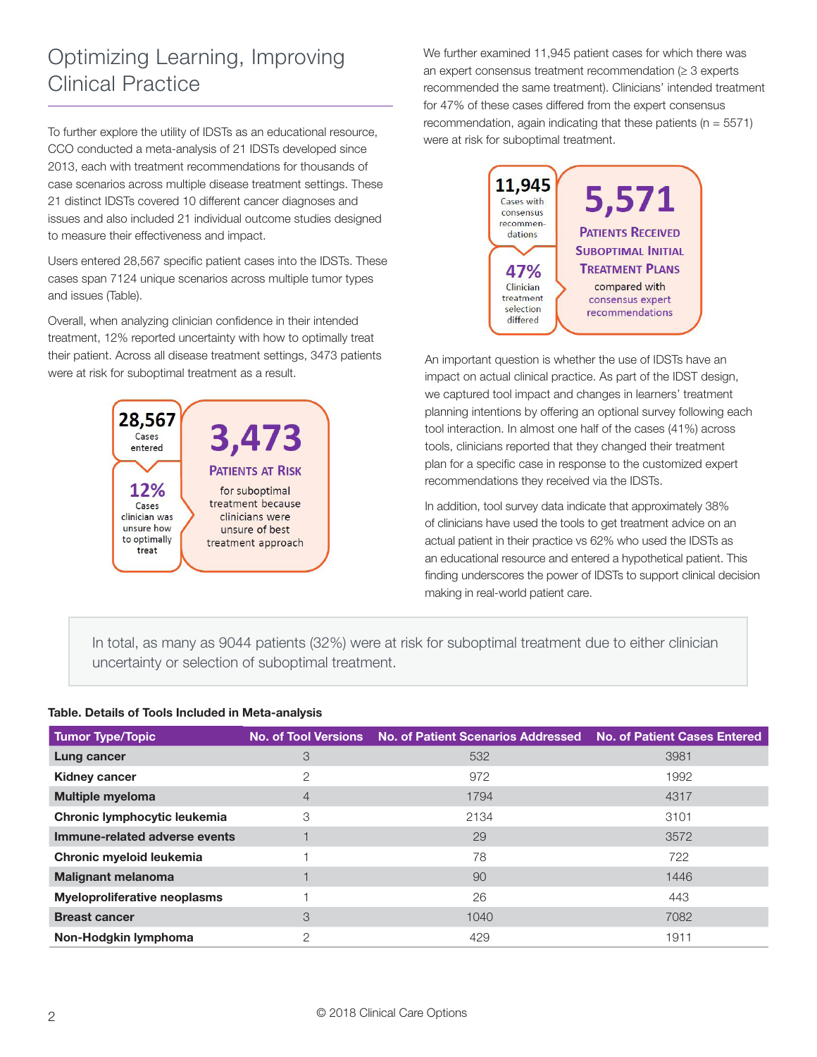## Optimizing Learning, Improving Clinical Practice

To further explore the utility of IDSTs as an educational resource, CCO conducted a meta-analysis of 21 IDSTs developed since 2013, each with treatment recommendations for thousands of case scenarios across multiple disease treatment settings. These 21 distinct IDSTs covered 10 different cancer diagnoses and issues and also included 21 individual outcome studies designed to measure their effectiveness and impact.

Users entered 28,567 specific patient cases into the IDSTs. These cases span 7124 unique scenarios across multiple tumor types and issues (Table).

Overall, when analyzing clinician confidence in their intended treatment, 12% reported uncertainty with how to optimally treat their patient. Across all disease treatment settings, 3473 patients were at risk for suboptimal treatment as a result.

**28,567** Cases entered

**12%** Cases clinician was unsure how to optimally treat

**3,473** PATIENTS AT RISK for suboptimal treatment because clinicians were unsure of best treatment approach

We further examined 11,945 patient cases for which there was an expert consensus treatment recommendation (≥ 3 experts recommended the same treatment). Clinicians' intended treatment for 47% of these cases differed from the expert consensus recommendation, again indicating that these patients (n = 5571) were at risk for suboptimal treatment.

**11,945** Cases with consensus recommendations

**47%** Clinician treatment selection differed

**5,571** PATIENTS RECEIVED SUBOPTIMAL INITIAL TREATMENT PLANS compared with consensus expert recommendations

An important question is whether the use of IDSTs have an impact on actual clinical practice. As part of the IDST design, we captured tool impact and changes in learners' treatment planning intentions by offering an optional survey following each tool interaction. In almost one half of the cases (41%) across tools, clinicians reported that they changed their treatment plan for a specific case in response to the customized expert recommendations they received via the IDSTs.

In addition, tool survey data indicate that approximately 38% of clinicians have used the tools to get treatment advice on an actual patient in their practice vs 62% who used the IDSTs as an educational resource and entered a hypothetical patient. This finding underscores the power of IDSTs to support clinical decision making in real-world patient care.

> In total, as many as 9044 patients (32%) were at risk for suboptimal treatment due to either clinician uncertainty or selection of suboptimal treatment.

**Table. Details of Tools Included in Meta-analysis**

| Tumor Type/Topic | No. of Tool Versions | No. of Patient Scenarios Addressed | No. of Patient Cases Entered |
|---|---|---|---|
| **Lung cancer** | 3 | 532 | 3981 |
| **Kidney cancer** | 2 | 972 | 1992 |
| **Multiple myeloma** | 4 | 1794 | 4317 |
| **Chronic lymphocytic leukemia** | 3 | 2134 | 3101 |
| **Immune-related adverse events** | 1 | 29 | 3572 |
| **Chronic myeloid leukemia** | 1 | 78 | 722 |
| **Malignant melanoma** | 1 | 90 | 1446 |
| **Myeloproliferative neoplasms** | 1 | 26 | 443 |
| **Breast cancer** | 3 | 1040 | 7082 |
| **Non-Hodgkin lymphoma** | 2 | 429 | 1911 |

© 2018 Clinical Care Options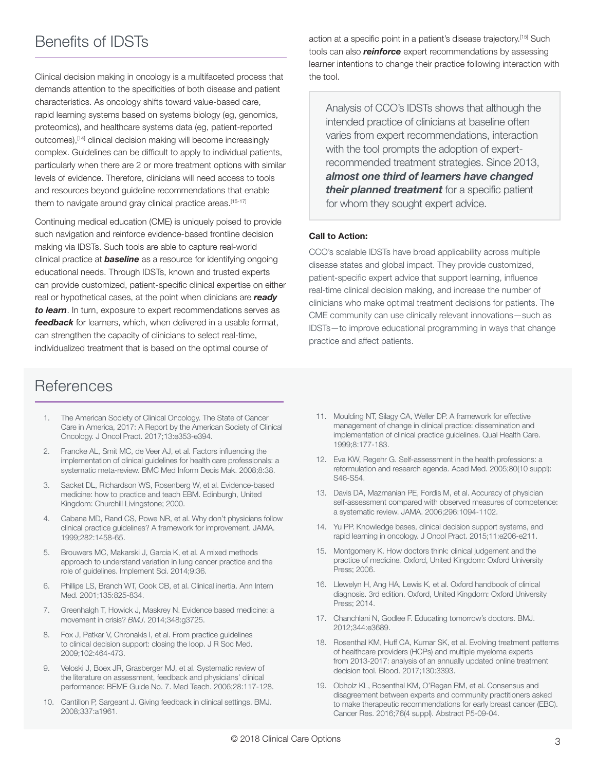## Benefits of IDSTs

Clinical decision making in oncology is a multifaceted process that demands attention to the specificities of both disease and patient characteristics. As oncology shifts toward value-based care, rapid learning systems based on systems biology (eg, genomics, proteomics), and healthcare systems data (eg, patient-reported outcomes),[14] clinical decision making will become increasingly complex. Guidelines can be difficult to apply to individual patients, particularly when there are 2 or more treatment options with similar levels of evidence. Therefore, clinicians will need access to tools and resources beyond guideline recommendations that enable them to navigate around gray clinical practice areas.[15-17]

Continuing medical education (CME) is uniquely poised to provide such navigation and reinforce evidence-based frontline decision making via IDSTs. Such tools are able to capture real-world clinical practice at ***baseline*** as a resource for identifying ongoing educational needs. Through IDSTs, known and trusted experts can provide customized, patient-specific clinical expertise on either real or hypothetical cases, at the point when clinicians are ***ready to learn***. In turn, exposure to expert recommendations serves as ***feedback*** for learners, which, when delivered in a usable format, can strengthen the capacity of clinicians to select real-time, individualized treatment that is based on the optimal course of action at a specific point in a patient's disease trajectory.[15] Such tools can also ***reinforce*** expert recommendations by assessing learner intentions to change their practice following interaction with the tool.

> Analysis of CCO's IDSTs shows that although the intended practice of clinicians at baseline often varies from expert recommendations, interaction with the tool prompts the adoption of expert-recommended treatment strategies. Since 2013, ***almost one third of learners have changed their planned treatment*** for a specific patient for whom they sought expert advice.

**Call to Action:**

CCO's scalable IDSTs have broad applicability across multiple disease states and global impact. They provide customized, patient-specific expert advice that support learning, influence real-time clinical decision making, and increase the number of clinicians who make optimal treatment decisions for patients. The CME community can use clinically relevant innovations—such as IDSTs—to improve educational programming in ways that change practice and affect patients.

## References

1. The American Society of Clinical Oncology. The State of Cancer Care in America, 2017: A Report by the American Society of Clinical Oncology. J Oncol Pract. 2017;13:e353-e394.
2. Francke AL, Smit MC, de Veer AJ, et al. Factors influencing the implementation of clinical guidelines for health care professionals: a systematic meta-review. BMC Med Inform Decis Mak. 2008;8:38.
3. Sacket DL, Richardson WS, Rosenberg W, et al. Evidence-based medicine: how to practice and teach EBM. Edinburgh, United Kingdom: Churchill Livingstone; 2000.
4. Cabana MD, Rand CS, Powe NR, et al. Why don't physicians follow clinical practice guidelines? A framework for improvement. JAMA. 1999;282:1458-65.
5. Brouwers MC, Makarski J, Garcia K, et al. A mixed methods approach to understand variation in lung cancer practice and the role of guidelines. Implement Sci. 2014;9:36.
6. Phillips LS, Branch WT, Cook CB, et al. Clinical inertia. Ann Intern Med. 2001;135:825-834.
7. Greenhalgh T, Howick J, Maskrey N. Evidence based medicine: a movement in crisis? *BMJ*. 2014;348:g3725.
8. Fox J, Patkar V, Chronakis I, et al. From practice guidelines to clinical decision support: closing the loop. J R Soc Med. 2009;102:464-473.
9. Veloski J, Boex JR, Grasberger MJ, et al. Systematic review of the literature on assessment, feedback and physicians' clinical performance: BEME Guide No. 7. Med Teach. 2006;28:117-128.
10. Cantillon P, Sargeant J. Giving feedback in clinical settings. BMJ. 2008;337:a1961.
11. Moulding NT, Silagy CA, Weller DP. A framework for effective management of change in clinical practice: dissemination and implementation of clinical practice guidelines. Qual Health Care. 1999;8:177-183.
12. Eva KW, Regehr G. Self-assessment in the health professions: a reformulation and research agenda. Acad Med. 2005;80(10 suppl): S46-S54.
13. Davis DA, Mazmanian PE, Fordis M, et al. Accuracy of physician self-assessment compared with observed measures of competence: a systematic review. JAMA. 2006;296:1094-1102.
14. Yu PP. Knowledge bases, clinical decision support systems, and rapid learning in oncology. J Oncol Pract. 2015;11:e206-e211.
15. Montgomery K. How doctors think: clinical judgement and the practice of medicine. Oxford, United Kingdom: Oxford University Press; 2006.
16. Llewelyn H, Ang HA, Lewis K, et al. Oxford handbook of clinical diagnosis. 3rd edition. Oxford, United Kingdom: Oxford University Press; 2014.
17. Chanchlani N, Godlee F. Educating tomorrow's doctors. BMJ. 2012;344:e3689.
18. Rosenthal KM, Huff CA, Kumar SK, et al. Evolving treatment patterns of healthcare providers (HCPs) and multiple myeloma experts from 2013-2017: analysis of an annually updated online treatment decision tool. Blood. 2017;130:3393.
19. Obholz KL, Rosenthal KM, O'Regan RM, et al. Consensus and disagreement between experts and community practitioners asked to make therapeutic recommendations for early breast cancer (EBC). Cancer Res. 2016;76(4 suppl). Abstract P5-09-04.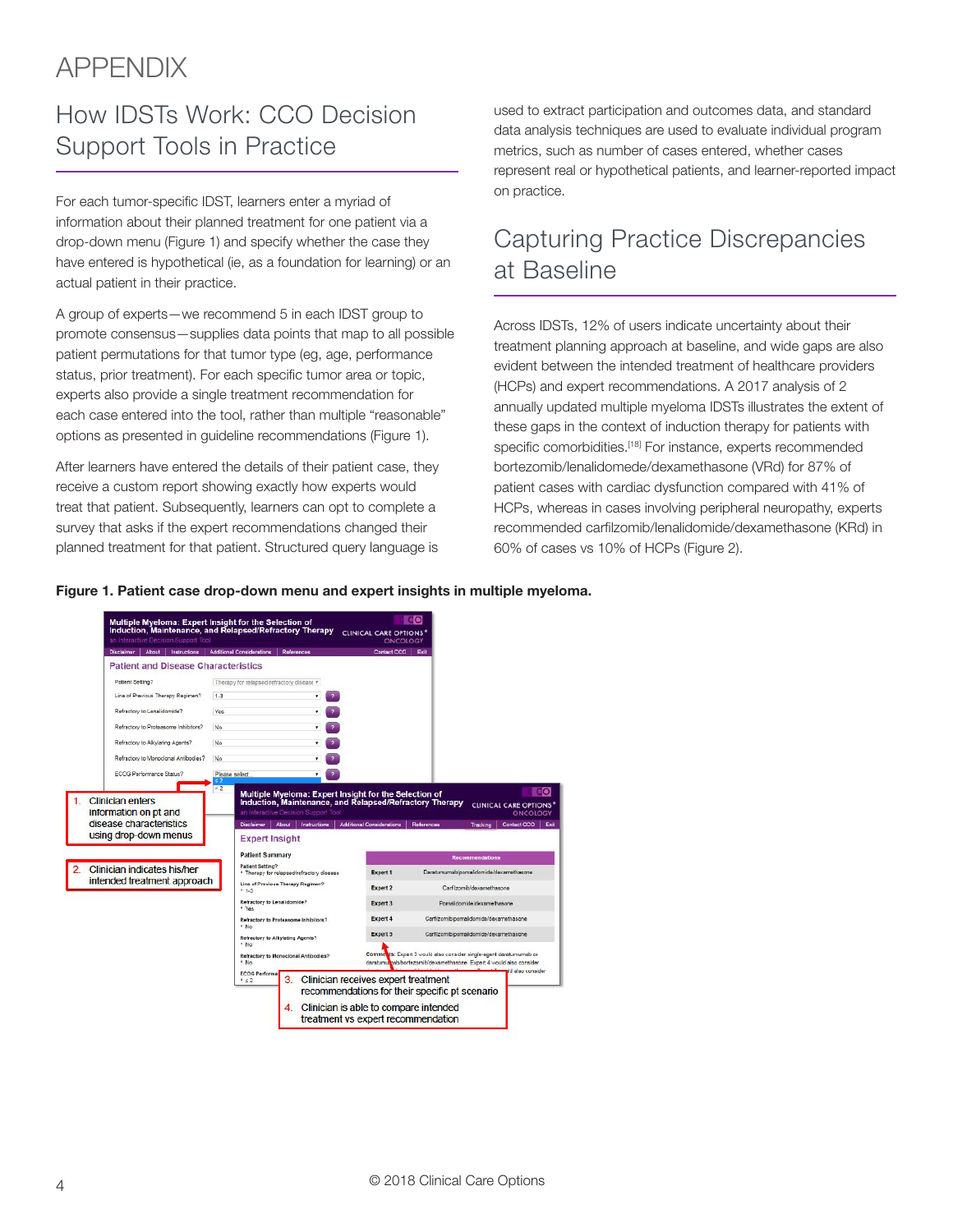# APPENDIX

## How IDSTs Work: CCO Decision Support Tools in Practice

For each tumor-specific IDST, learners enter a myriad of information about their planned treatment for one patient via a drop-down menu (Figure 1) and specify whether the case they have entered is hypothetical (ie, as a foundation for learning) or an actual patient in their practice.

A group of experts—we recommend 5 in each IDST group to promote consensus—supplies data points that map to all possible patient permutations for that tumor type (eg, age, performance status, prior treatment). For each specific tumor area or topic, experts also provide a single treatment recommendation for each case entered into the tool, rather than multiple "reasonable" options as presented in guideline recommendations (Figure 1).

After learners have entered the details of their patient case, they receive a custom report showing exactly how experts would treat that patient. Subsequently, learners can opt to complete a survey that asks if the expert recommendations changed their planned treatment for that patient. Structured query language is used to extract participation and outcomes data, and standard data analysis techniques are used to evaluate individual program metrics, such as number of cases entered, whether cases represent real or hypothetical patients, and learner-reported impact on practice.

## Capturing Practice Discrepancies at Baseline

Across IDSTs, 12% of users indicate uncertainty about their treatment planning approach at baseline, and wide gaps are also evident between the intended treatment of healthcare providers (HCPs) and expert recommendations. A 2017 analysis of 2 annually updated multiple myeloma IDSTs illustrates the extent of these gaps in the context of induction therapy for patients with specific comorbidities.[18] For instance, experts recommended bortezomib/lenalidomede/dexamethasone (VRd) for 87% of patient cases with cardiac dysfunction compared with 41% of HCPs, whereas in cases involving peripheral neuropathy, experts recommended carfilzomib/lenalidomide/dexamethasone (KRd) in 60% of cases vs 10% of HCPs (Figure 2).

**Figure 1. Patient case drop-down menu and expert insights in multiple myeloma.**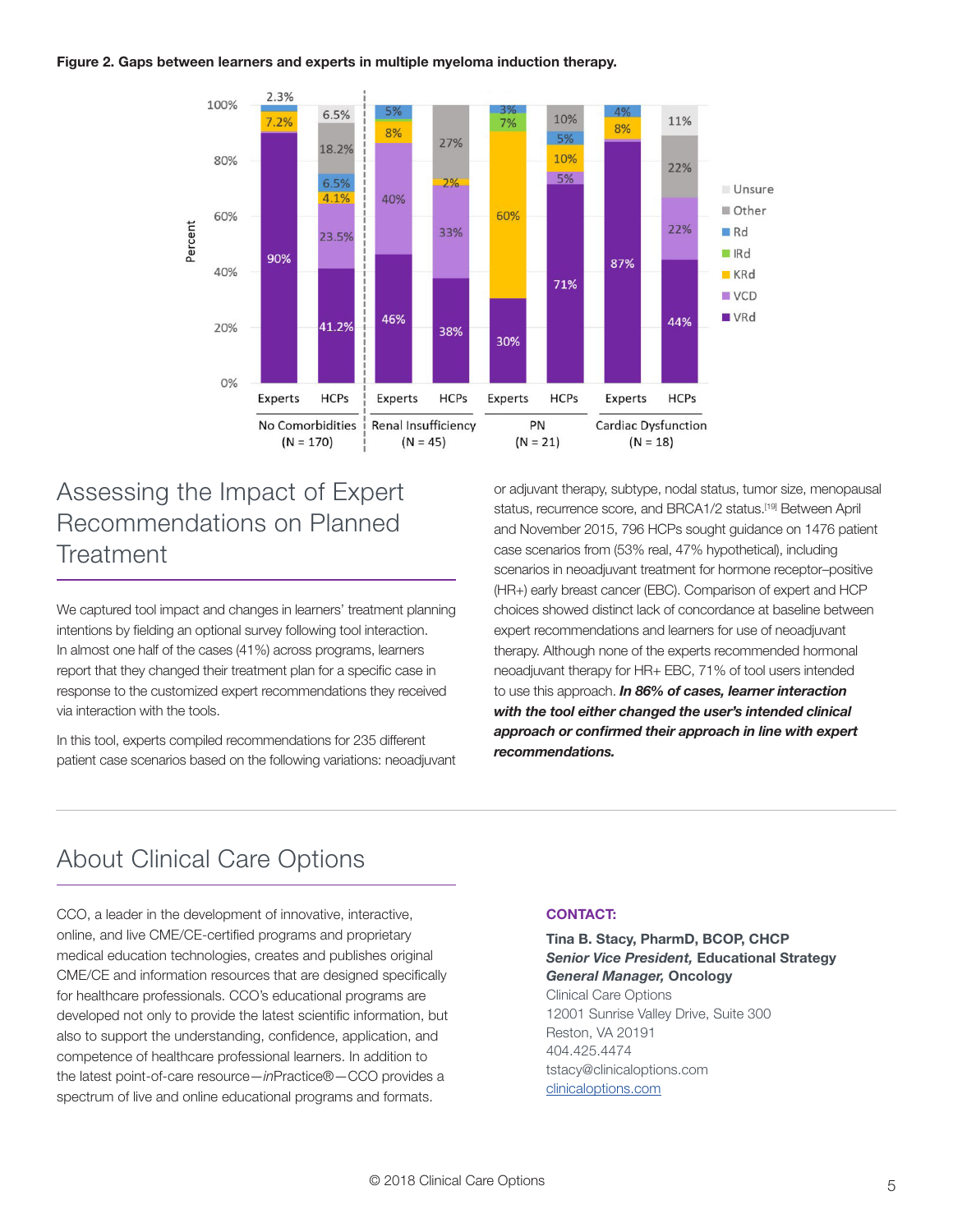**Figure 2. Gaps between learners and experts in multiple myeloma induction therapy.**

100%
80%
60%
40%
20%
0%
Percent

2.3%
7.2%
90%
6.5%
18.2%
6.5%
4.1%
23.5%
41.2%
5%
8%
40%
46%
27%
2%
33%
38%
3%
7%
60%
30%
10%
5%
10%
5%
71%
4%
8%
87%
11%
22%
22%
44%

Experts HCPs
No Comorbidities (N = 170)
Experts HCPs
Renal Insufficiency (N = 45)
Experts HCPs
PN (N = 21)
Experts HCPs
Cardiac Dysfunction (N = 18)

Unsure
Other
Rd
IRd
KRd
VCD
VRd

## Assessing the Impact of Expert Recommendations on Planned Treatment

We captured tool impact and changes in learners' treatment planning intentions by fielding an optional survey following tool interaction. In almost one half of the cases (41%) across programs, learners report that they changed their treatment plan for a specific case in response to the customized expert recommendations they received via interaction with the tools.

In this tool, experts compiled recommendations for 235 different patient case scenarios based on the following variations: neoadjuvant or adjuvant therapy, subtype, nodal status, tumor size, menopausal status, recurrence score, and BRCA1/2 status.[19] Between April and November 2015, 796 HCPs sought guidance on 1476 patient case scenarios from (53% real, 47% hypothetical), including scenarios in neoadjuvant treatment for hormone receptor–positive (HR+) early breast cancer (EBC). Comparison of expert and HCP choices showed distinct lack of concordance at baseline between expert recommendations and learners for use of neoadjuvant therapy. Although none of the experts recommended hormonal neoadjuvant therapy for HR+ EBC, 71% of tool users intended to use this approach. ***In 86% of cases, learner interaction with the tool either changed the user's intended clinical approach or confirmed their approach in line with expert recommendations.***

## About Clinical Care Options

CCO, a leader in the development of innovative, interactive, online, and live CME/CE-certified programs and proprietary medical education technologies, creates and publishes original CME/CE and information resources that are designed specifically for healthcare professionals. CCO's educational programs are developed not only to provide the latest scientific information, but also to support the understanding, confidence, application, and competence of healthcare professional learners. In addition to the latest point-of-care resource—*in*Practice®—CCO provides a spectrum of live and online educational programs and formats.

**CONTACT:**

**Tina B. Stacy, PharmD, BCOP, CHCP**
***Senior Vice President,*** **Educational Strategy**
***General Manager,*** **Oncology**
Clinical Care Options
12001 Sunrise Valley Drive, Suite 300
Reston, VA 20191
404.425.4474
tstacy@clinicaloptions.com
clinicaloptions.com

© 2018 Clinical Care Options